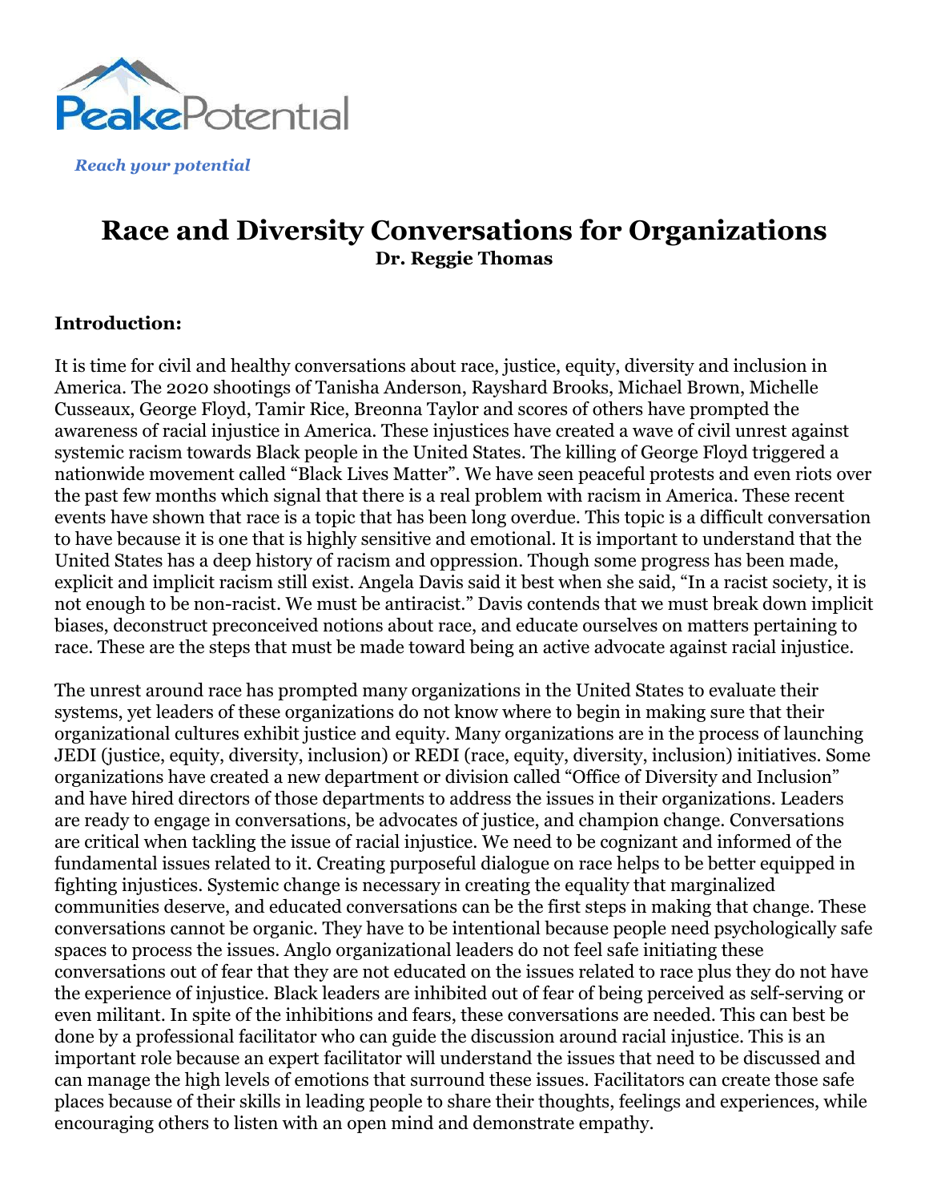PeakePotential

*Reach your potential*

# Race and Diversity Conversations for Organizations

**Dr. Reggie Thomas**

**Introduction:**

It is time for civil and healthy conversations about race, justice, equity, diversity and inclusion in America. The 2020 shootings of Tanisha Anderson, Rayshard Brooks, Michael Brown, Michelle Cusseaux, George Floyd, Tamir Rice, Breonna Taylor and scores of others have prompted the awareness of racial injustice in America. These injustices have created a wave of civil unrest against systemic racism towards Black people in the United States. The killing of George Floyd triggered a nationwide movement called "Black Lives Matter". We have seen peaceful protests and even riots over the past few months which signal that there is a real problem with racism in America. These recent events have shown that race is a topic that has been long overdue. This topic is a difficult conversation to have because it is one that is highly sensitive and emotional. It is important to understand that the United States has a deep history of racism and oppression. Though some progress has been made, explicit and implicit racism still exist. Angela Davis said it best when she said, "In a racist society, it is not enough to be non-racist. We must be antiracist." Davis contends that we must break down implicit biases, deconstruct preconceived notions about race, and educate ourselves on matters pertaining to race. These are the steps that must be made toward being an active advocate against racial injustice.

The unrest around race has prompted many organizations in the United States to evaluate their systems, yet leaders of these organizations do not know where to begin in making sure that their organizational cultures exhibit justice and equity. Many organizations are in the process of launching JEDI (justice, equity, diversity, inclusion) or REDI (race, equity, diversity, inclusion) initiatives. Some organizations have created a new department or division called "Office of Diversity and Inclusion" and have hired directors of those departments to address the issues in their organizations. Leaders are ready to engage in conversations, be advocates of justice, and champion change. Conversations are critical when tackling the issue of racial injustice. We need to be cognizant and informed of the fundamental issues related to it. Creating purposeful dialogue on race helps to be better equipped in fighting injustices. Systemic change is necessary in creating the equality that marginalized communities deserve, and educated conversations can be the first steps in making that change. These conversations cannot be organic. They have to be intentional because people need psychologically safe spaces to process the issues. Anglo organizational leaders do not feel safe initiating these conversations out of fear that they are not educated on the issues related to race plus they do not have the experience of injustice. Black leaders are inhibited out of fear of being perceived as self-serving or even militant. In spite of the inhibitions and fears, these conversations are needed. This can best be done by a professional facilitator who can guide the discussion around racial injustice. This is an important role because an expert facilitator will understand the issues that need to be discussed and can manage the high levels of emotions that surround these issues. Facilitators can create those safe places because of their skills in leading people to share their thoughts, feelings and experiences, while encouraging others to listen with an open mind and demonstrate empathy.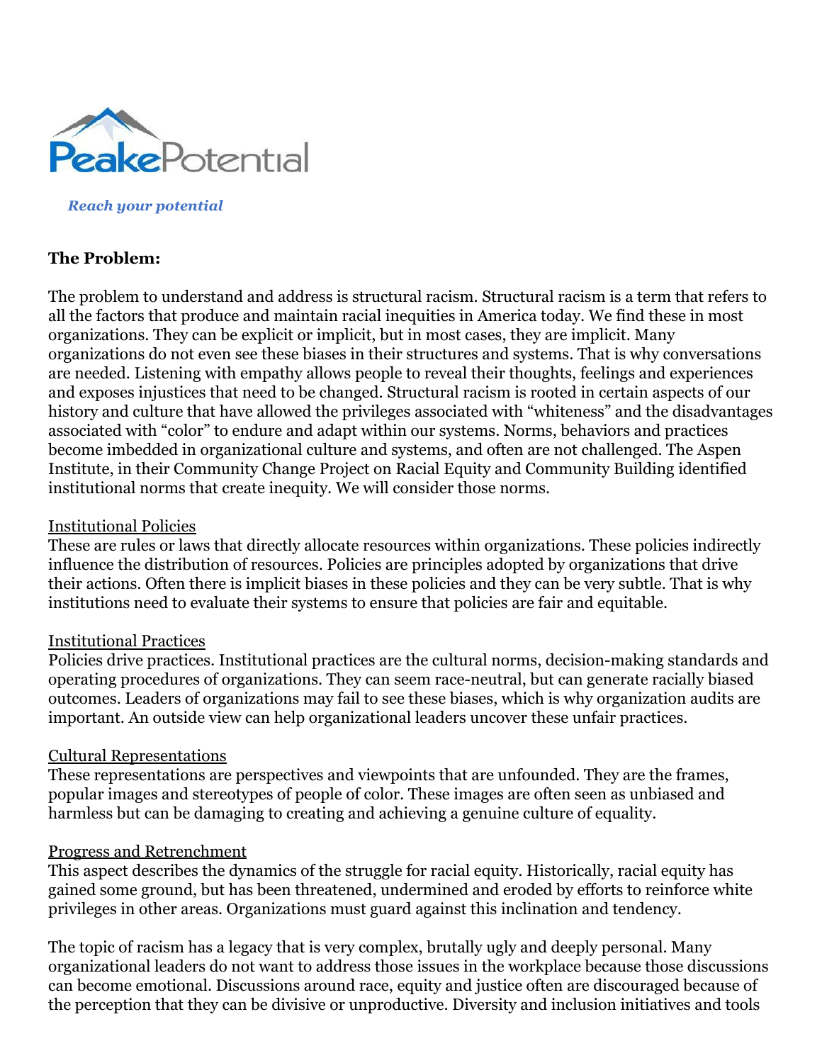PeakePotential

*Reach your potential*

**The Problem:**

The problem to understand and address is structural racism. Structural racism is a term that refers to all the factors that produce and maintain racial inequities in America today. We find these in most organizations. They can be explicit or implicit, but in most cases, they are implicit. Many organizations do not even see these biases in their structures and systems. That is why conversations are needed. Listening with empathy allows people to reveal their thoughts, feelings and experiences and exposes injustices that need to be changed. Structural racism is rooted in certain aspects of our history and culture that have allowed the privileges associated with "whiteness" and the disadvantages associated with "color" to endure and adapt within our systems. Norms, behaviors and practices become imbedded in organizational culture and systems, and often are not challenged. The Aspen Institute, in their Community Change Project on Racial Equity and Community Building identified institutional norms that create inequity. We will consider those norms.

<u>Institutional Policies</u>
These are rules or laws that directly allocate resources within organizations. These policies indirectly influence the distribution of resources. Policies are principles adopted by organizations that drive their actions. Often there is implicit biases in these policies and they can be very subtle. That is why institutions need to evaluate their systems to ensure that policies are fair and equitable.

<u>Institutional Practices</u>
Policies drive practices. Institutional practices are the cultural norms, decision-making standards and operating procedures of organizations. They can seem race-neutral, but can generate racially biased outcomes. Leaders of organizations may fail to see these biases, which is why organization audits are important. An outside view can help organizational leaders uncover these unfair practices.

<u>Cultural Representations</u>
These representations are perspectives and viewpoints that are unfounded. They are the frames, popular images and stereotypes of people of color. These images are often seen as unbiased and harmless but can be damaging to creating and achieving a genuine culture of equality.

<u>Progress and Retrenchment</u>
This aspect describes the dynamics of the struggle for racial equity. Historically, racial equity has gained some ground, but has been threatened, undermined and eroded by efforts to reinforce white privileges in other areas. Organizations must guard against this inclination and tendency.

The topic of racism has a legacy that is very complex, brutally ugly and deeply personal. Many organizational leaders do not want to address those issues in the workplace because those discussions can become emotional. Discussions around race, equity and justice often are discouraged because of the perception that they can be divisive or unproductive. Diversity and inclusion initiatives and tools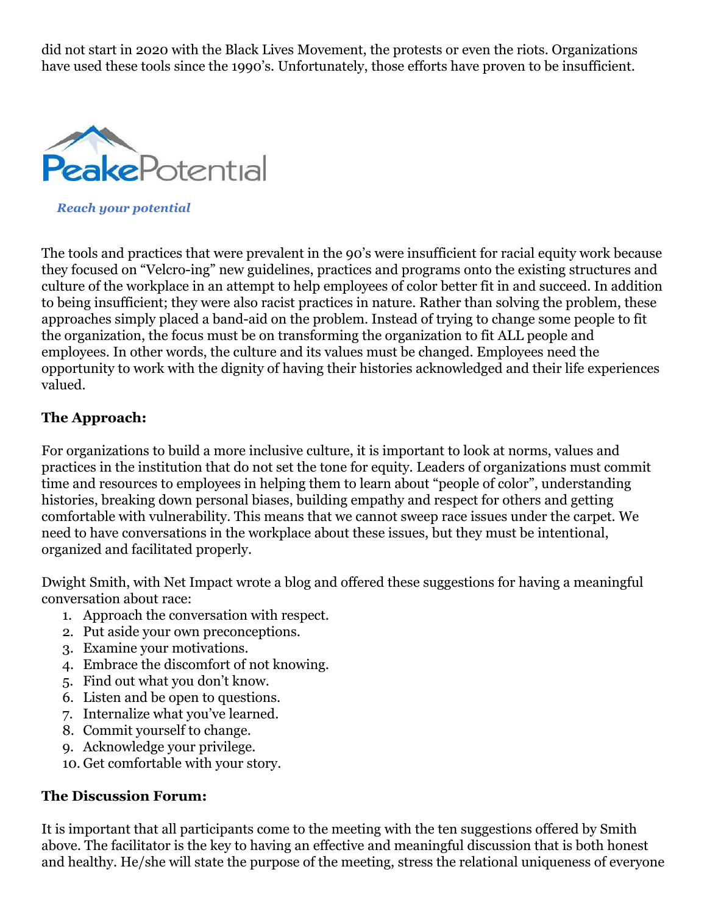did not start in 2020 with the Black Lives Movement, the protests or even the riots. Organizations have used these tools since the 1990's. Unfortunately, those efforts have proven to be insufficient.

PeakePotential

*Reach your potential*

The tools and practices that were prevalent in the 90's were insufficient for racial equity work because they focused on "Velcro-ing" new guidelines, practices and programs onto the existing structures and culture of the workplace in an attempt to help employees of color better fit in and succeed. In addition to being insufficient; they were also racist practices in nature. Rather than solving the problem, these approaches simply placed a band-aid on the problem. Instead of trying to change some people to fit the organization, the focus must be on transforming the organization to fit ALL people and employees. In other words, the culture and its values must be changed. Employees need the opportunity to work with the dignity of having their histories acknowledged and their life experiences valued.

**The Approach:**

For organizations to build a more inclusive culture, it is important to look at norms, values and practices in the institution that do not set the tone for equity. Leaders of organizations must commit time and resources to employees in helping them to learn about "people of color", understanding histories, breaking down personal biases, building empathy and respect for others and getting comfortable with vulnerability. This means that we cannot sweep race issues under the carpet. We need to have conversations in the workplace about these issues, but they must be intentional, organized and facilitated properly.

Dwight Smith, with Net Impact wrote a blog and offered these suggestions for having a meaningful conversation about race:

1. Approach the conversation with respect.
2. Put aside your own preconceptions.
3. Examine your motivations.
4. Embrace the discomfort of not knowing.
5. Find out what you don't know.
6. Listen and be open to questions.
7. Internalize what you've learned.
8. Commit yourself to change.
9. Acknowledge your privilege.
10. Get comfortable with your story.

**The Discussion Forum:**

It is important that all participants come to the meeting with the ten suggestions offered by Smith above. The facilitator is the key to having an effective and meaningful discussion that is both honest and healthy. He/she will state the purpose of the meeting, stress the relational uniqueness of everyone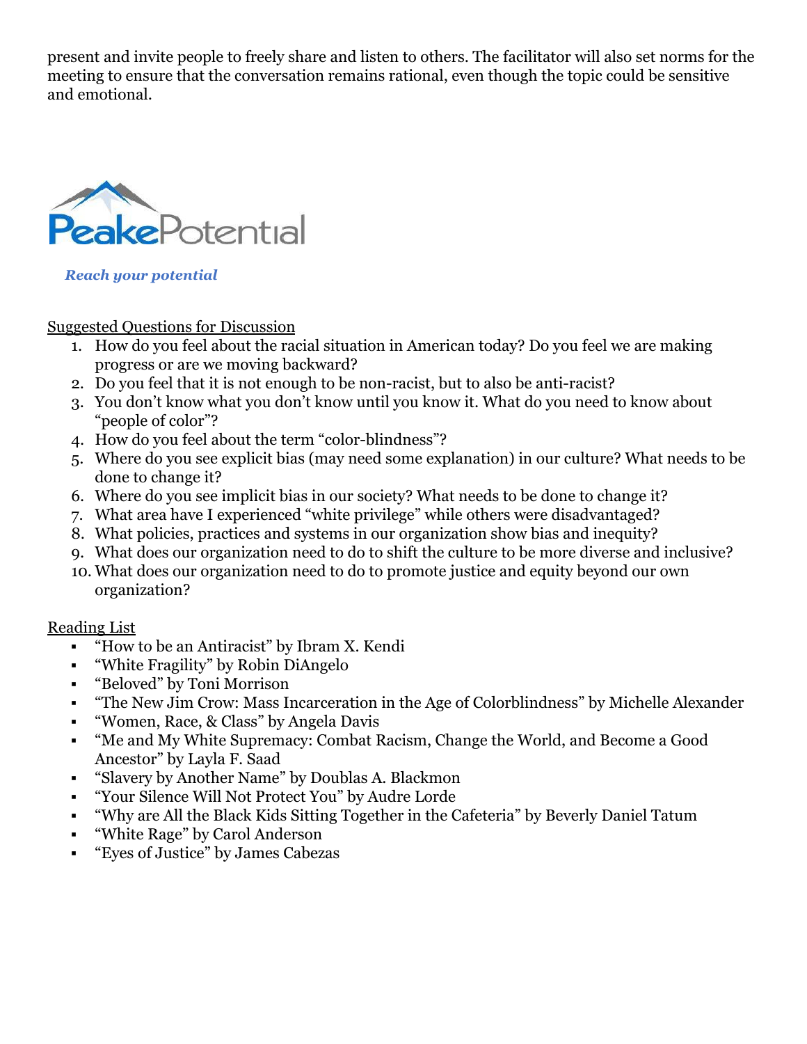present and invite people to freely share and listen to others. The facilitator will also set norms for the meeting to ensure that the conversation remains rational, even though the topic could be sensitive and emotional.

PeakePotential

*Reach your potential*

Suggested Questions for Discussion

1. How do you feel about the racial situation in American today? Do you feel we are making progress or are we moving backward?
2. Do you feel that it is not enough to be non-racist, but to also be anti-racist?
3. You don't know what you don't know until you know it. What do you need to know about "people of color"?
4. How do you feel about the term "color-blindness"?
5. Where do you see explicit bias (may need some explanation) in our culture? What needs to be done to change it?
6. Where do you see implicit bias in our society? What needs to be done to change it?
7. What area have I experienced "white privilege" while others were disadvantaged?
8. What policies, practices and systems in our organization show bias and inequity?
9. What does our organization need to do to shift the culture to be more diverse and inclusive?
10. What does our organization need to do to promote justice and equity beyond our own organization?

Reading List

- "How to be an Antiracist" by Ibram X. Kendi
- "White Fragility" by Robin DiAngelo
- "Beloved" by Toni Morrison
- "The New Jim Crow: Mass Incarceration in the Age of Colorblindness" by Michelle Alexander
- "Women, Race, & Class" by Angela Davis
- "Me and My White Supremacy: Combat Racism, Change the World, and Become a Good Ancestor" by Layla F. Saad
- "Slavery by Another Name" by Doublas A. Blackmon
- "Your Silence Will Not Protect You" by Audre Lorde
- "Why are All the Black Kids Sitting Together in the Cafeteria" by Beverly Daniel Tatum
- "White Rage" by Carol Anderson
- "Eyes of Justice" by James Cabezas